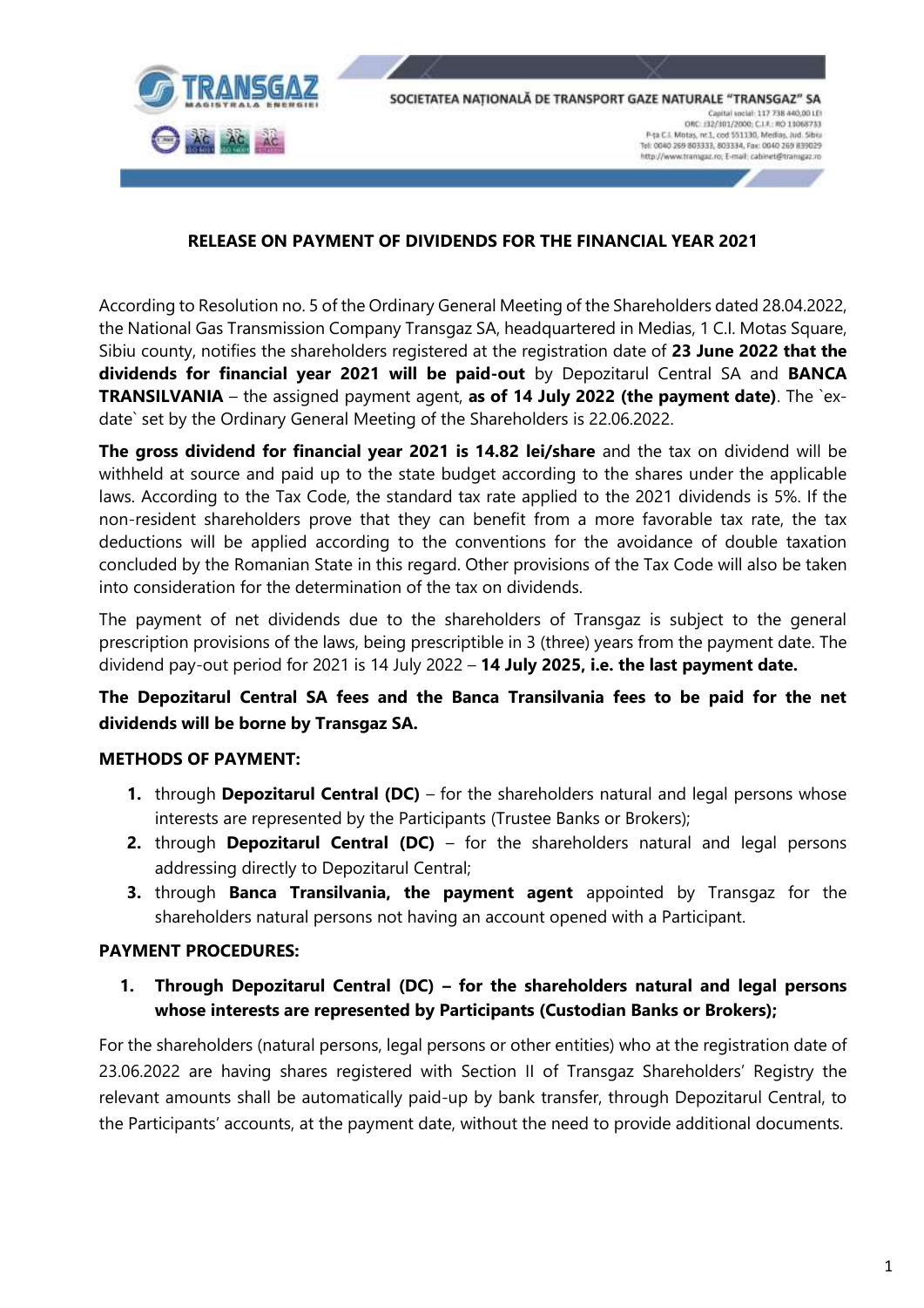SOCIETATEA NAȚIONALĂ DE TRANSPORT GAZE NATURALE "TRANSGAZ" SA

Capital social: 117 738 440,00 LEI
ORC: J32/301/2000; C.I.F.: RO 13068733
P-ța C.I. Motaş, nr.1, cod 551130, Medias, Jud. Sibiu
Tel: 0040 269 803333, 803334, Fax: 0040 269 839029
http://www.transgaz.ro; E-mail: cabinet@transgaz.ro

## RELEASE ON PAYMENT OF DIVIDENDS FOR THE FINANCIAL YEAR 2021

According to Resolution no. 5 of the Ordinary General Meeting of the Shareholders dated 28.04.2022, the National Gas Transmission Company Transgaz SA, headquartered in Medias, 1 C.I. Motas Square, Sibiu county, notifies the shareholders registered at the registration date of **23 June 2022 that the dividends for financial year 2021 will be paid-out** by Depozitarul Central SA and **BANCA TRANSILVANIA** – the assigned payment agent, **as of 14 July 2022 (the payment date)**. The `ex-date` set by the Ordinary General Meeting of the Shareholders is 22.06.2022.

**The gross dividend for financial year 2021 is 14.82 lei/share** and the tax on dividend will be withheld at source and paid up to the state budget according to the shares under the applicable laws. According to the Tax Code, the standard tax rate applied to the 2021 dividends is 5%. If the non-resident shareholders prove that they can benefit from a more favorable tax rate, the tax deductions will be applied according to the conventions for the avoidance of double taxation concluded by the Romanian State in this regard. Other provisions of the Tax Code will also be taken into consideration for the determination of the tax on dividends.

The payment of net dividends due to the shareholders of Transgaz is subject to the general prescription provisions of the laws, being prescriptible in 3 (three) years from the payment date. The dividend pay-out period for 2021 is 14 July 2022 – **14 July 2025, i.e. the last payment date.**

**The Depozitarul Central SA fees and the Banca Transilvania fees to be paid for the net dividends will be borne by Transgaz SA.**

**METHODS OF PAYMENT:**

1. through **Depozitarul Central (DC)** – for the shareholders natural and legal persons whose interests are represented by the Participants (Trustee Banks or Brokers);
2. through **Depozitarul Central (DC)** – for the shareholders natural and legal persons addressing directly to Depozitarul Central;
3. through **Banca Transilvania, the payment agent** appointed by Transgaz for the shareholders natural persons not having an account opened with a Participant.

**PAYMENT PROCEDURES:**

1. **Through Depozitarul Central (DC) – for the shareholders natural and legal persons whose interests are represented by Participants (Custodian Banks or Brokers);**

For the shareholders (natural persons, legal persons or other entities) who at the registration date of 23.06.2022 are having shares registered with Section II of Transgaz Shareholders' Registry the relevant amounts shall be automatically paid-up by bank transfer, through Depozitarul Central, to the Participants' accounts, at the payment date, without the need to provide additional documents.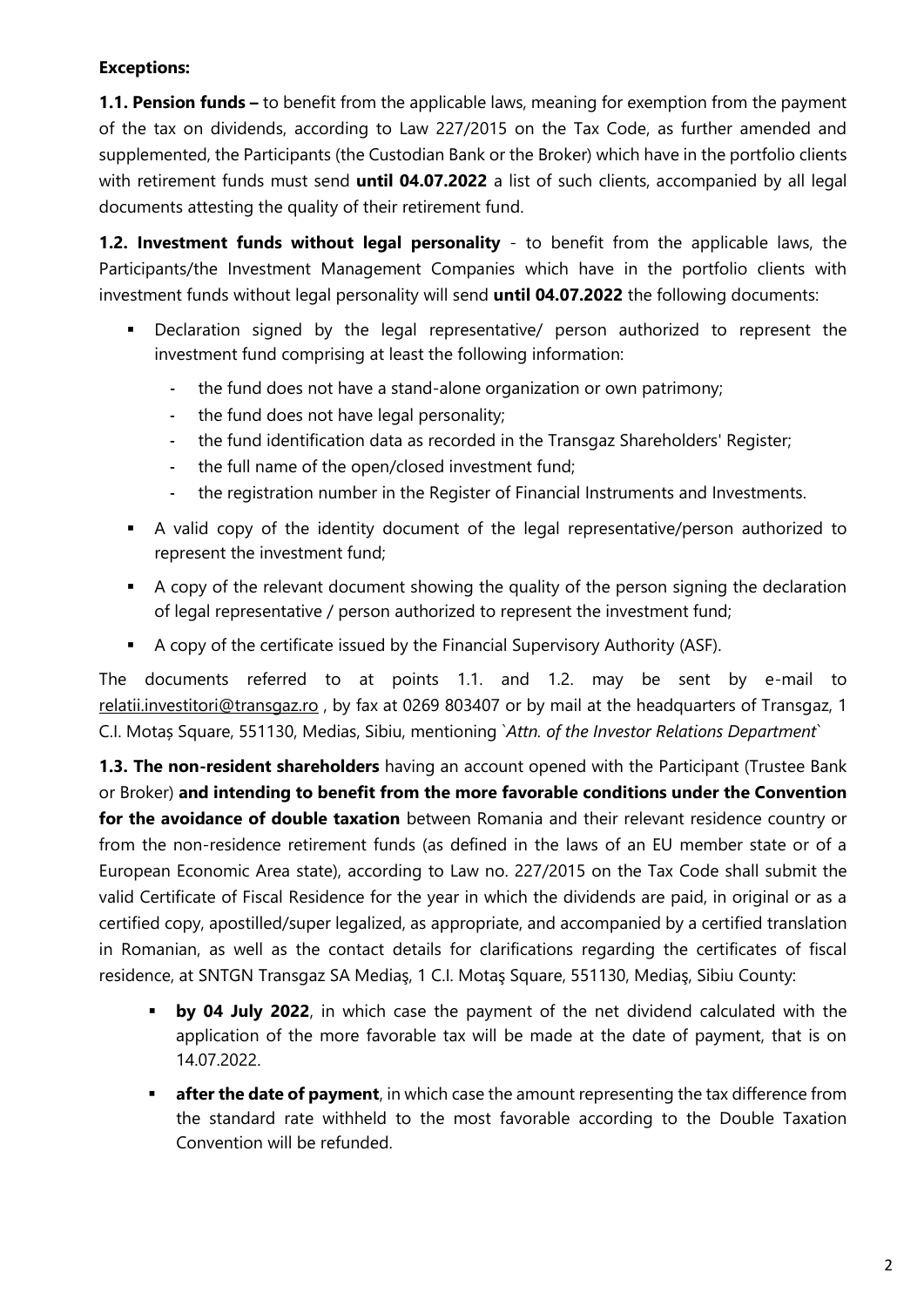**Exceptions:**

**1.1. Pension funds –** to benefit from the applicable laws, meaning for exemption from the payment of the tax on dividends, according to Law 227/2015 on the Tax Code, as further amended and supplemented, the Participants (the Custodian Bank or the Broker) which have in the portfolio clients with retirement funds must send **until 04.07.2022** a list of such clients, accompanied by all legal documents attesting the quality of their retirement fund.

**1.2. Investment funds without legal personality** - to benefit from the applicable laws, the Participants/the Investment Management Companies which have in the portfolio clients with investment funds without legal personality will send **until 04.07.2022** the following documents:

- Declaration signed by the legal representative/ person authorized to represent the investment fund comprising at least the following information:
  - the fund does not have a stand-alone organization or own patrimony;
  - the fund does not have legal personality;
  - the fund identification data as recorded in the Transgaz Shareholders' Register;
  - the full name of the open/closed investment fund;
  - the registration number in the Register of Financial Instruments and Investments.
- A valid copy of the identity document of the legal representative/person authorized to represent the investment fund;
- A copy of the relevant document showing the quality of the person signing the declaration of legal representative / person authorized to represent the investment fund;
- A copy of the certificate issued by the Financial Supervisory Authority (ASF).

The documents referred to at points 1.1. and 1.2. may be sent by e-mail to relatii.investitori@transgaz.ro , by fax at 0269 803407 or by mail at the headquarters of Transgaz, 1 C.I. Motaș Square, 551130, Medias, Sibiu, mentioning `*Attn. of the Investor Relations Department*`

**1.3. The non-resident shareholders** having an account opened with the Participant (Trustee Bank or Broker) **and intending to benefit from the more favorable conditions under the Convention for the avoidance of double taxation** between Romania and their relevant residence country or from the non-residence retirement funds (as defined in the laws of an EU member state or of a European Economic Area state), according to Law no. 227/2015 on the Tax Code shall submit the valid Certificate of Fiscal Residence for the year in which the dividends are paid, in original or as a certified copy, apostilled/super legalized, as appropriate, and accompanied by a certified translation in Romanian, as well as the contact details for clarifications regarding the certificates of fiscal residence, at SNTGN Transgaz SA Mediaş, 1 C.I. Motaş Square, 551130, Mediaş, Sibiu County:

- **by 04 July 2022**, in which case the payment of the net dividend calculated with the application of the more favorable tax will be made at the date of payment, that is on 14.07.2022.
- **after the date of payment**, in which case the amount representing the tax difference from the standard rate withheld to the most favorable according to the Double Taxation Convention will be refunded.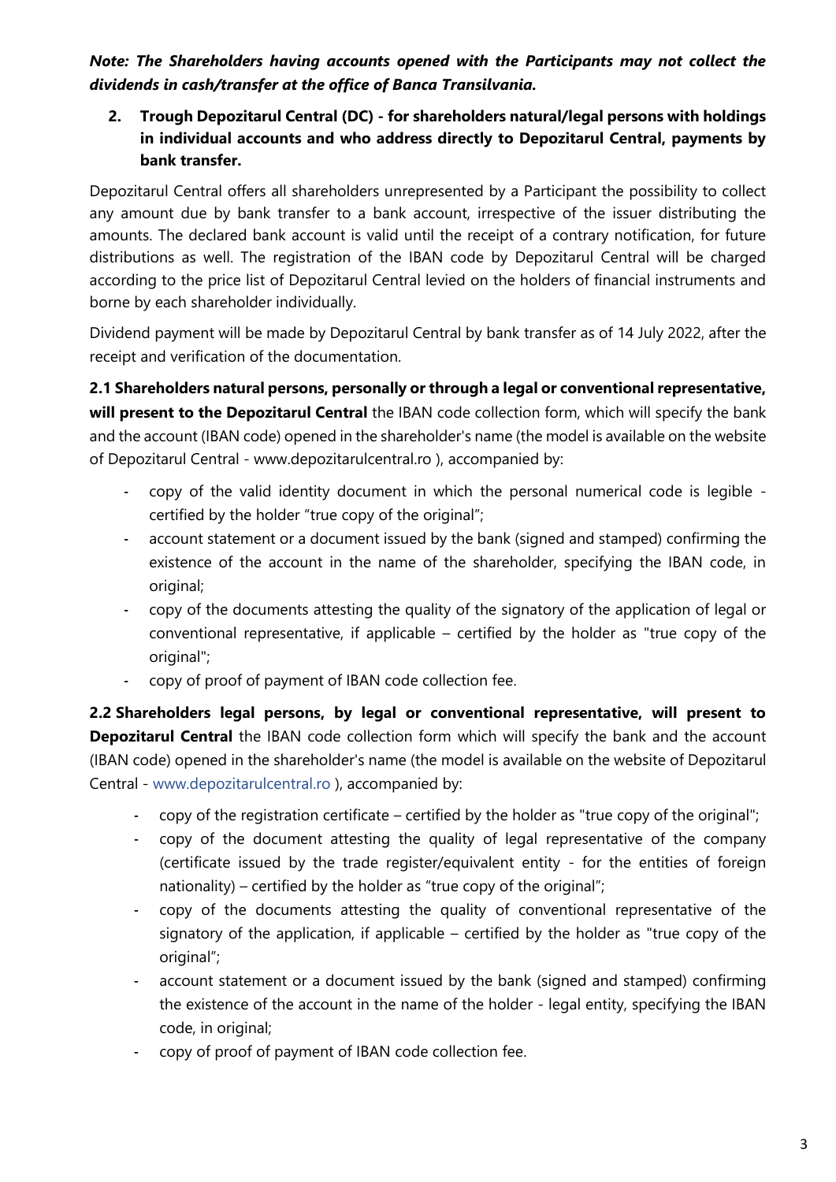***Note: The Shareholders having accounts opened with the Participants may not collect the dividends in cash/transfer at the office of Banca Transilvania.***

2. **Trough Depozitarul Central (DC) - for shareholders natural/legal persons with holdings in individual accounts and who address directly to Depozitarul Central, payments by bank transfer.**

Depozitarul Central offers all shareholders unrepresented by a Participant the possibility to collect any amount due by bank transfer to a bank account, irrespective of the issuer distributing the amounts. The declared bank account is valid until the receipt of a contrary notification, for future distributions as well. The registration of the IBAN code by Depozitarul Central will be charged according to the price list of Depozitarul Central levied on the holders of financial instruments and borne by each shareholder individually.

Dividend payment will be made by Depozitarul Central by bank transfer as of 14 July 2022, after the receipt and verification of the documentation.

**2.1 Shareholders natural persons, personally or through a legal or conventional representative, will present to the Depozitarul Central** the IBAN code collection form, which will specify the bank and the account (IBAN code) opened in the shareholder's name (the model is available on the website of Depozitarul Central - www.depozitarulcentral.ro ), accompanied by:

- copy of the valid identity document in which the personal numerical code is legible - certified by the holder "true copy of the original";
- account statement or a document issued by the bank (signed and stamped) confirming the existence of the account in the name of the shareholder, specifying the IBAN code, in original;
- copy of the documents attesting the quality of the signatory of the application of legal or conventional representative, if applicable – certified by the holder as "true copy of the original";
- copy of proof of payment of IBAN code collection fee.

**2.2 Shareholders legal persons, by legal or conventional representative, will present to Depozitarul Central** the IBAN code collection form which will specify the bank and the account (IBAN code) opened in the shareholder's name (the model is available on the website of Depozitarul Central - www.depozitarulcentral.ro ), accompanied by:

- copy of the registration certificate – certified by the holder as "true copy of the original";
- copy of the document attesting the quality of legal representative of the company (certificate issued by the trade register/equivalent entity - for the entities of foreign nationality) – certified by the holder as "true copy of the original";
- copy of the documents attesting the quality of conventional representative of the signatory of the application, if applicable – certified by the holder as "true copy of the original";
- account statement or a document issued by the bank (signed and stamped) confirming the existence of the account in the name of the holder - legal entity, specifying the IBAN code, in original;
- copy of proof of payment of IBAN code collection fee.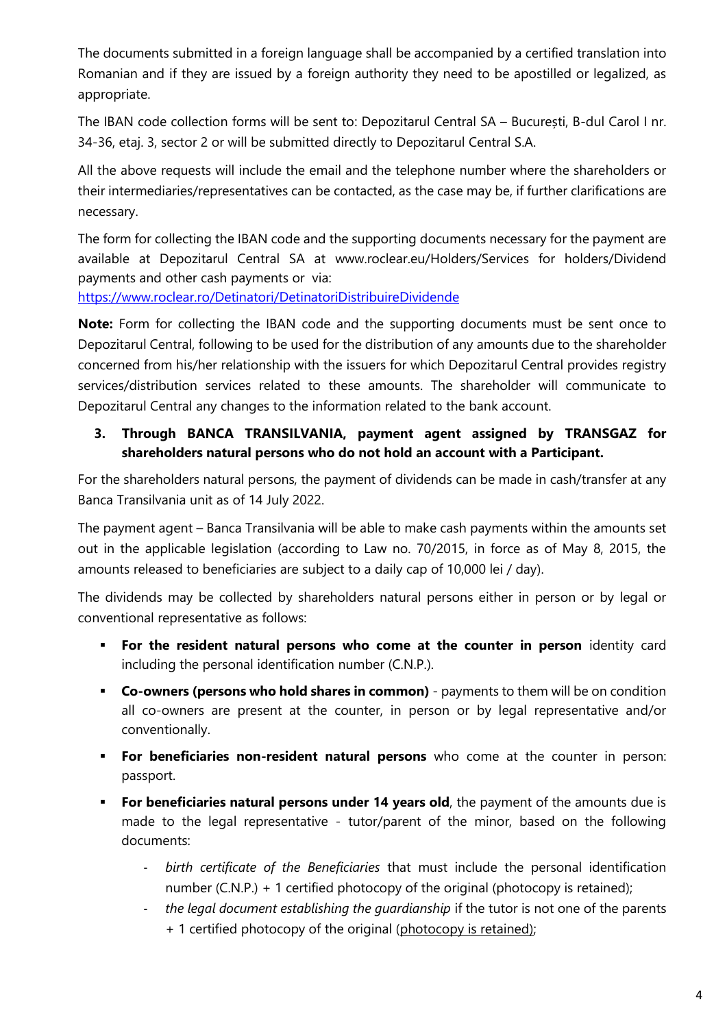The documents submitted in a foreign language shall be accompanied by a certified translation into Romanian and if they are issued by a foreign authority they need to be apostilled or legalized, as appropriate.

The IBAN code collection forms will be sent to: Depozitarul Central SA – București, B-dul Carol I nr. 34-36, etaj. 3, sector 2 or will be submitted directly to Depozitarul Central S.A.

All the above requests will include the email and the telephone number where the shareholders or their intermediaries/representatives can be contacted, as the case may be, if further clarifications are necessary.

The form for collecting the IBAN code and the supporting documents necessary for the payment are available at Depozitarul Central SA at www.roclear.eu/Holders/Services for holders/Dividend payments and other cash payments or via:
https://www.roclear.ro/Detinatori/DetinatoriDistribuireDividende

**Note:** Form for collecting the IBAN code and the supporting documents must be sent once to Depozitarul Central, following to be used for the distribution of any amounts due to the shareholder concerned from his/her relationship with the issuers for which Depozitarul Central provides registry services/distribution services related to these amounts. The shareholder will communicate to Depozitarul Central any changes to the information related to the bank account.

3. **Through BANCA TRANSILVANIA, payment agent assigned by TRANSGAZ for shareholders natural persons who do not hold an account with a Participant.**

For the shareholders natural persons, the payment of dividends can be made in cash/transfer at any Banca Transilvania unit as of 14 July 2022.

The payment agent – Banca Transilvania will be able to make cash payments within the amounts set out in the applicable legislation (according to Law no. 70/2015, in force as of May 8, 2015, the amounts released to beneficiaries are subject to a daily cap of 10,000 lei / day).

The dividends may be collected by shareholders natural persons either in person or by legal or conventional representative as follows:

- **For the resident natural persons who come at the counter in person** identity card including the personal identification number (C.N.P.).
- **Co-owners (persons who hold shares in common)** - payments to them will be on condition all co-owners are present at the counter, in person or by legal representative and/or conventionally.
- **For beneficiaries non-resident natural persons** who come at the counter in person: passport.
- **For beneficiaries natural persons under 14 years old**, the payment of the amounts due is made to the legal representative - tutor/parent of the minor, based on the following documents:
  - *birth certificate of the Beneficiaries* that must include the personal identification number (C.N.P.) + 1 certified photocopy of the original (photocopy is retained);
  - *the legal document establishing the guardianship* if the tutor is not one of the parents + 1 certified photocopy of the original (photocopy is retained);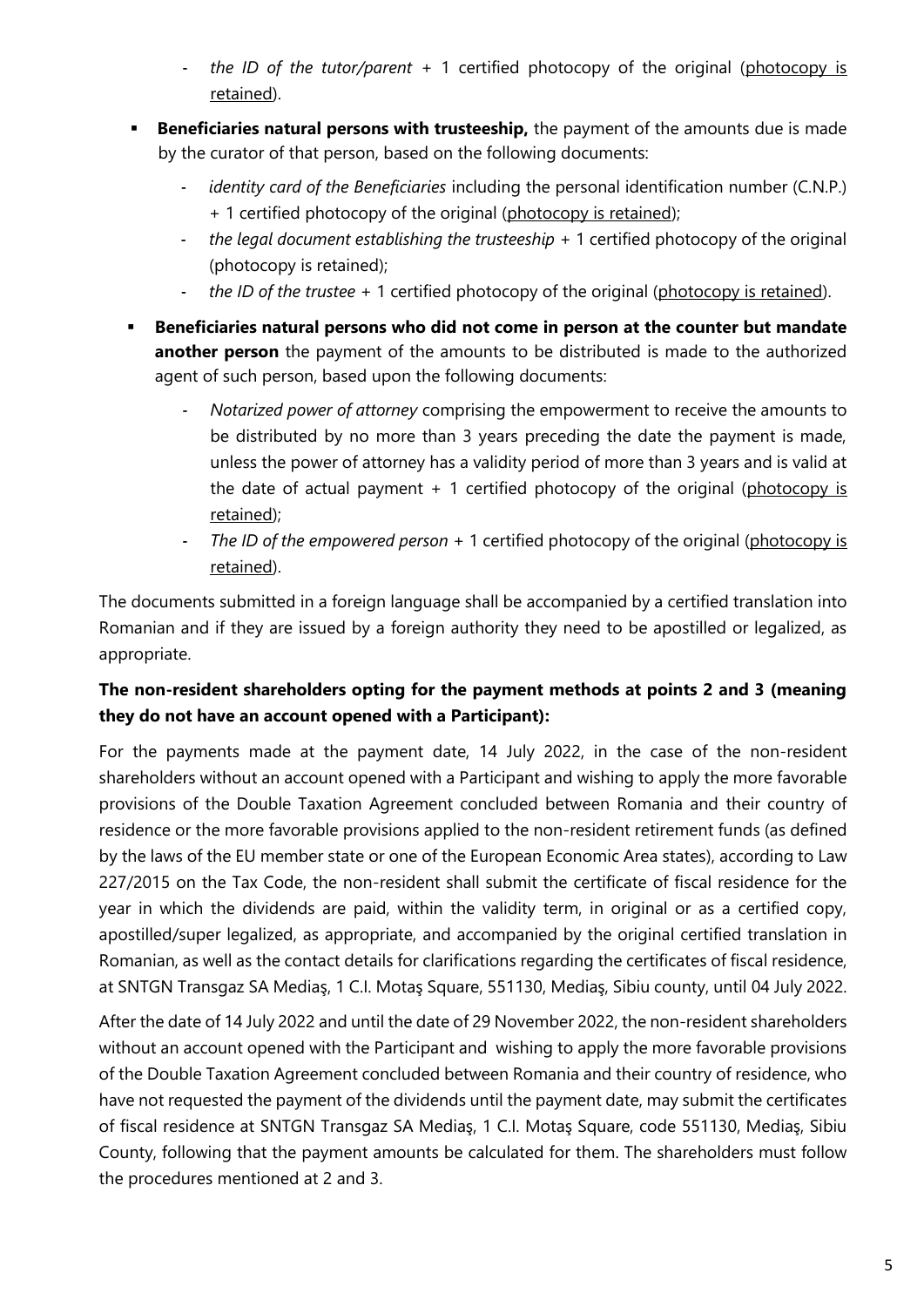- *the ID of the tutor/parent* + 1 certified photocopy of the original (<u>photocopy is retained</u>).

- **Beneficiaries natural persons with trusteeship,** the payment of the amounts due is made by the curator of that person, based on the following documents:
   - *identity card of the Beneficiaries* including the personal identification number (C.N.P.) + 1 certified photocopy of the original (<u>photocopy is retained</u>);
   - *the legal document establishing the trusteeship* + 1 certified photocopy of the original (photocopy is retained);
   - *the ID of the trustee* + 1 certified photocopy of the original (<u>photocopy is retained</u>).

- **Beneficiaries natural persons who did not come in person at the counter but mandate another person** the payment of the amounts to be distributed is made to the authorized agent of such person, based upon the following documents:
   - *Notarized power of attorney* comprising the empowerment to receive the amounts to be distributed by no more than 3 years preceding the date the payment is made, unless the power of attorney has a validity period of more than 3 years and is valid at the date of actual payment + 1 certified photocopy of the original (<u>photocopy is retained</u>);
   - *The ID of the empowered person* + 1 certified photocopy of the original (<u>photocopy is retained</u>).

The documents submitted in a foreign language shall be accompanied by a certified translation into Romanian and if they are issued by a foreign authority they need to be apostilled or legalized, as appropriate.

**The non-resident shareholders opting for the payment methods at points 2 and 3 (meaning they do not have an account opened with a Participant):**

For the payments made at the payment date, 14 July 2022, in the case of the non-resident shareholders without an account opened with a Participant and wishing to apply the more favorable provisions of the Double Taxation Agreement concluded between Romania and their country of residence or the more favorable provisions applied to the non-resident retirement funds (as defined by the laws of the EU member state or one of the European Economic Area states), according to Law 227/2015 on the Tax Code, the non-resident shall submit the certificate of fiscal residence for the year in which the dividends are paid, within the validity term, in original or as a certified copy, apostilled/super legalized, as appropriate, and accompanied by the original certified translation in Romanian, as well as the contact details for clarifications regarding the certificates of fiscal residence, at SNTGN Transgaz SA Mediaş, 1 C.I. Motaş Square, 551130, Mediaş, Sibiu county, until 04 July 2022.

After the date of 14 July 2022 and until the date of 29 November 2022, the non-resident shareholders without an account opened with the Participant and wishing to apply the more favorable provisions of the Double Taxation Agreement concluded between Romania and their country of residence, who have not requested the payment of the dividends until the payment date, may submit the certificates of fiscal residence at SNTGN Transgaz SA Mediaş, 1 C.I. Motaş Square, code 551130, Mediaş, Sibiu County, following that the payment amounts be calculated for them. The shareholders must follow the procedures mentioned at 2 and 3.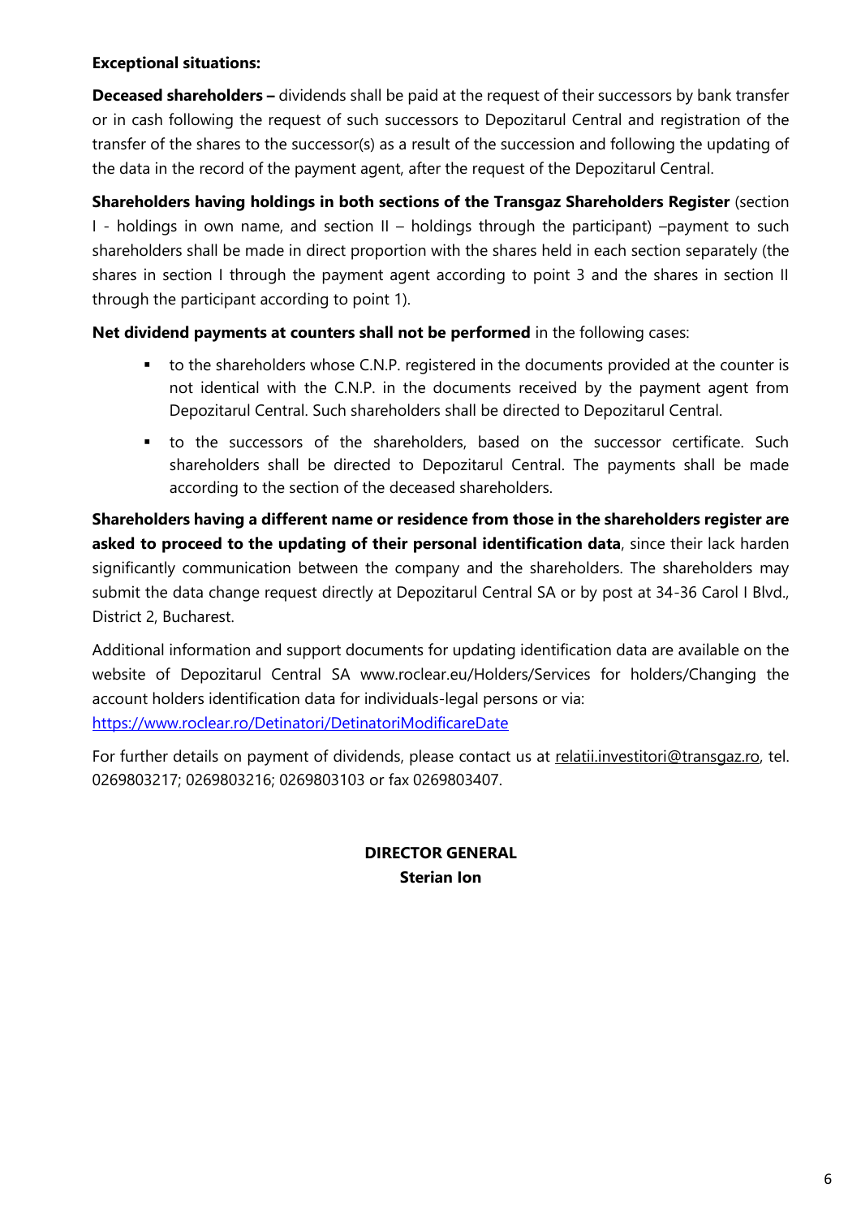**Exceptional situations:**

**Deceased shareholders –** dividends shall be paid at the request of their successors by bank transfer or in cash following the request of such successors to Depozitarul Central and registration of the transfer of the shares to the successor(s) as a result of the succession and following the updating of the data in the record of the payment agent, after the request of the Depozitarul Central.

**Shareholders having holdings in both sections of the Transgaz Shareholders Register** (section I - holdings in own name, and section II – holdings through the participant) –payment to such shareholders shall be made in direct proportion with the shares held in each section separately (the shares in section I through the payment agent according to point 3 and the shares in section II through the participant according to point 1).

**Net dividend payments at counters shall not be performed** in the following cases:

- to the shareholders whose C.N.P. registered in the documents provided at the counter is not identical with the C.N.P. in the documents received by the payment agent from Depozitarul Central. Such shareholders shall be directed to Depozitarul Central.
- to the successors of the shareholders, based on the successor certificate. Such shareholders shall be directed to Depozitarul Central. The payments shall be made according to the section of the deceased shareholders.

**Shareholders having a different name or residence from those in the shareholders register are asked to proceed to the updating of their personal identification data**, since their lack harden significantly communication between the company and the shareholders. The shareholders may submit the data change request directly at Depozitarul Central SA or by post at 34-36 Carol I Blvd., District 2, Bucharest.

Additional information and support documents for updating identification data are available on the website of Depozitarul Central SA www.roclear.eu/Holders/Services for holders/Changing the account holders identification data for individuals-legal persons or via: https://www.roclear.ro/Detinatori/DetinatoriModificareDate

For further details on payment of dividends, please contact us at relatii.investitori@transgaz.ro, tel. 0269803217; 0269803216; 0269803103 or fax 0269803407.

**DIRECTOR GENERAL**
**Sterian Ion**